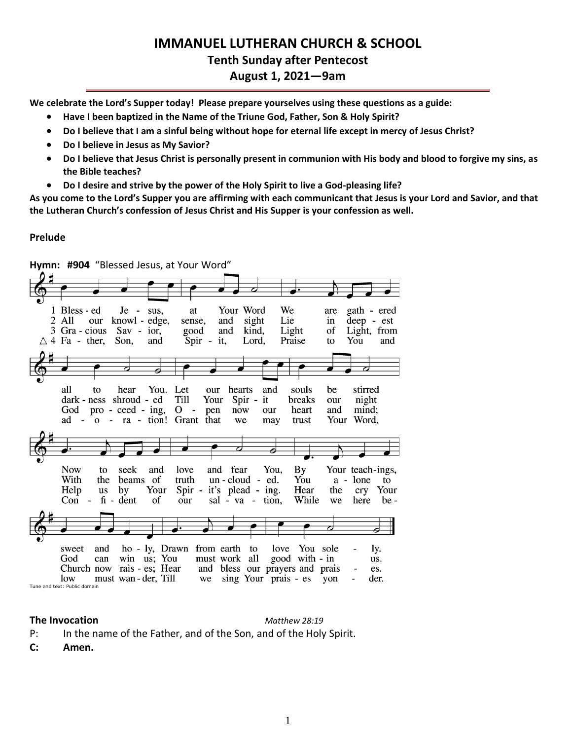# IMMANUEL LUTHERAN CHURCH & SCHOOL

## Tenth Sunday after Pentecost

## August 1, 2021—9am

**We celebrate the Lord's Supper today! Please prepare yourselves using these questions as a guide:**

- **Have I been baptized in the Name of the Triune God, Father, Son & Holy Spirit?**
- **Do I believe that I am a sinful being without hope for eternal life except in mercy of Jesus Christ?**
- **Do I believe in Jesus as My Savior?**
- **Do I believe that Jesus Christ is personally present in communion with His body and blood to forgive my sins, as the Bible teaches?**
- **Do I desire and strive by the power of the Holy Spirit to live a God-pleasing life?**

**As you come to the Lord's Supper you are affirming with each communicant that Jesus is your Lord and Savior, and that the Lutheran Church's confession of Jesus Christ and His Supper is your confession as well.**

**Prelude**

**Hymn: #904** "Blessed Jesus, at Your Word"

1 Bless - ed Je - sus, at Your Word We are gath - ered all to hear You. Let our hearts and souls be stirred Now to seek and love and fear You, By Your teach-ings, sweet and ho - ly, Drawn from earth to love You sole - ly.

2 All our knowl - edge, sense, and sight Lie in deep - est dark - ness shroud - ed Till Your Spir - it breaks our night With the beams of truth un - cloud - ed. You a - lone to God can win us; You must work all good with - in us.

3 Gra - cious Sav - ior, good and kind, Light of Light, from God pro - ceed - ing, O - pen now our heart and mind; Help us by Your Spir - it's plead - ing. Hear the cry Your Church now rais - es; Hear and bless our prayers and prais - es.

△ 4 Fa - ther, Son, and Spir - it, Lord, Praise to You and ad - o - ra - tion! Grant that we may trust Your Word, Con - fi - dent of our sal - va - tion, While we here be - low must wan - der, Till we sing Your prais - es yon - der.

Tune and text: Public domain

**The Invocation** *Matthew 28:19*

P: In the name of the Father, and of the Son, and of the Holy Spirit.

**C: Amen.**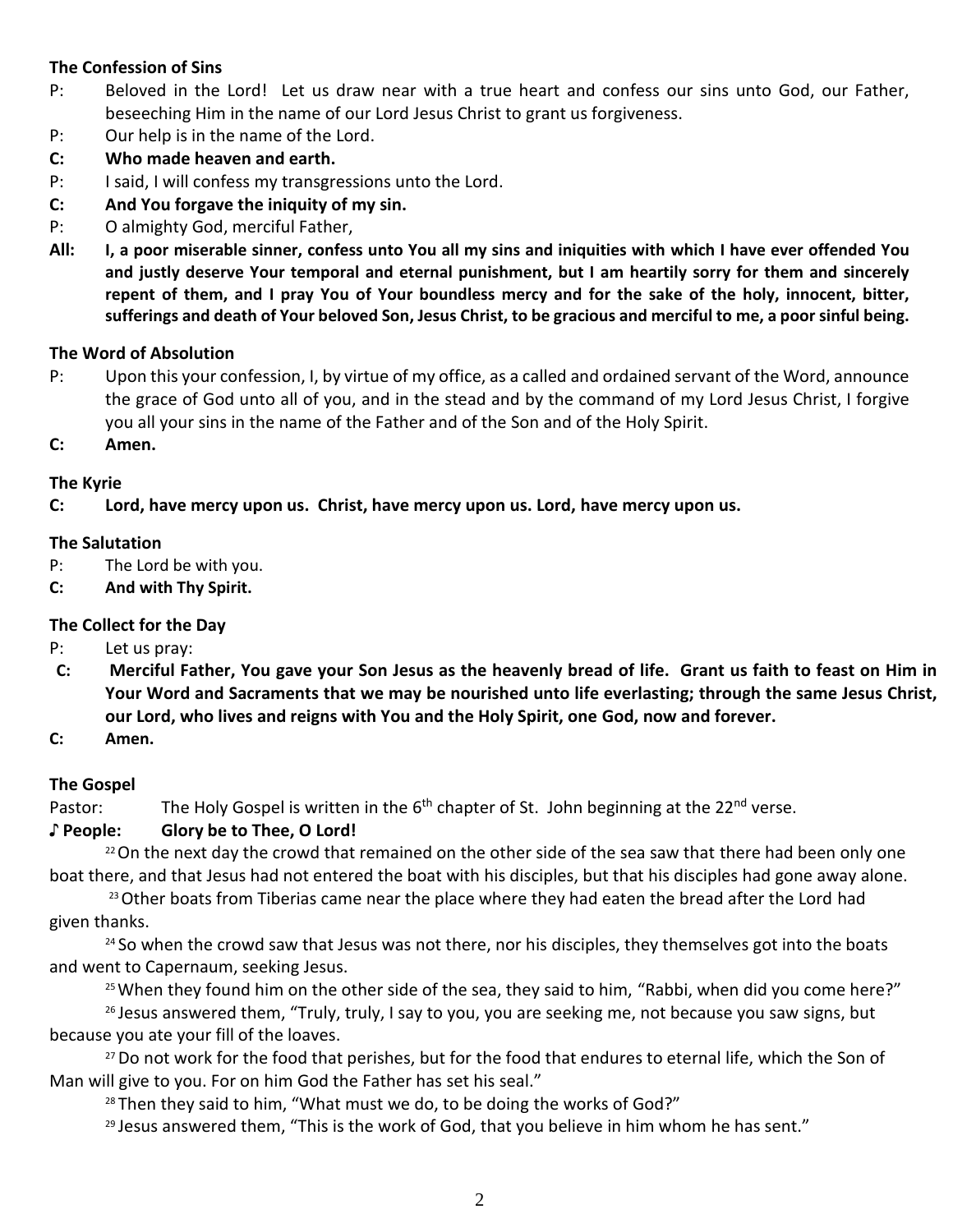**The Confession of Sins**

P: Beloved in the Lord! Let us draw near with a true heart and confess our sins unto God, our Father, beseeching Him in the name of our Lord Jesus Christ to grant us forgiveness.

P: Our help is in the name of the Lord.

**C: Who made heaven and earth.**

P: I said, I will confess my transgressions unto the Lord.

**C: And You forgave the iniquity of my sin.**

P: O almighty God, merciful Father,

**All: I, a poor miserable sinner, confess unto You all my sins and iniquities with which I have ever offended You and justly deserve Your temporal and eternal punishment, but I am heartily sorry for them and sincerely repent of them, and I pray You of Your boundless mercy and for the sake of the holy, innocent, bitter, sufferings and death of Your beloved Son, Jesus Christ, to be gracious and merciful to me, a poor sinful being.**

**The Word of Absolution**

P: Upon this your confession, I, by virtue of my office, as a called and ordained servant of the Word, announce the grace of God unto all of you, and in the stead and by the command of my Lord Jesus Christ, I forgive you all your sins in the name of the Father and of the Son and of the Holy Spirit.

**C: Amen.**

**The Kyrie**

**C: Lord, have mercy upon us. Christ, have mercy upon us. Lord, have mercy upon us.**

**The Salutation**

P: The Lord be with you.

**C: And with Thy Spirit.**

**The Collect for the Day**

P: Let us pray:

**C: Merciful Father, You gave your Son Jesus as the heavenly bread of life. Grant us faith to feast on Him in Your Word and Sacraments that we may be nourished unto life everlasting; through the same Jesus Christ, our Lord, who lives and reigns with You and the Holy Spirit, one God, now and forever.**

**C: Amen.**

**The Gospel**

Pastor: The Holy Gospel is written in the 6th chapter of St. John beginning at the 22nd verse.

**♪ People: Glory be to Thee, O Lord!**

[22] On the next day the crowd that remained on the other side of the sea saw that there had been only one boat there, and that Jesus had not entered the boat with his disciples, but that his disciples had gone away alone.

[23] Other boats from Tiberias came near the place where they had eaten the bread after the Lord had given thanks.

[24] So when the crowd saw that Jesus was not there, nor his disciples, they themselves got into the boats and went to Capernaum, seeking Jesus.

[25] When they found him on the other side of the sea, they said to him, “Rabbi, when did you come here?”

[26] Jesus answered them, “Truly, truly, I say to you, you are seeking me, not because you saw signs, but because you ate your fill of the loaves.

[27] Do not work for the food that perishes, but for the food that endures to eternal life, which the Son of Man will give to you. For on him God the Father has set his seal.”

[28] Then they said to him, “What must we do, to be doing the works of God?”

[29] Jesus answered them, “This is the work of God, that you believe in him whom he has sent.”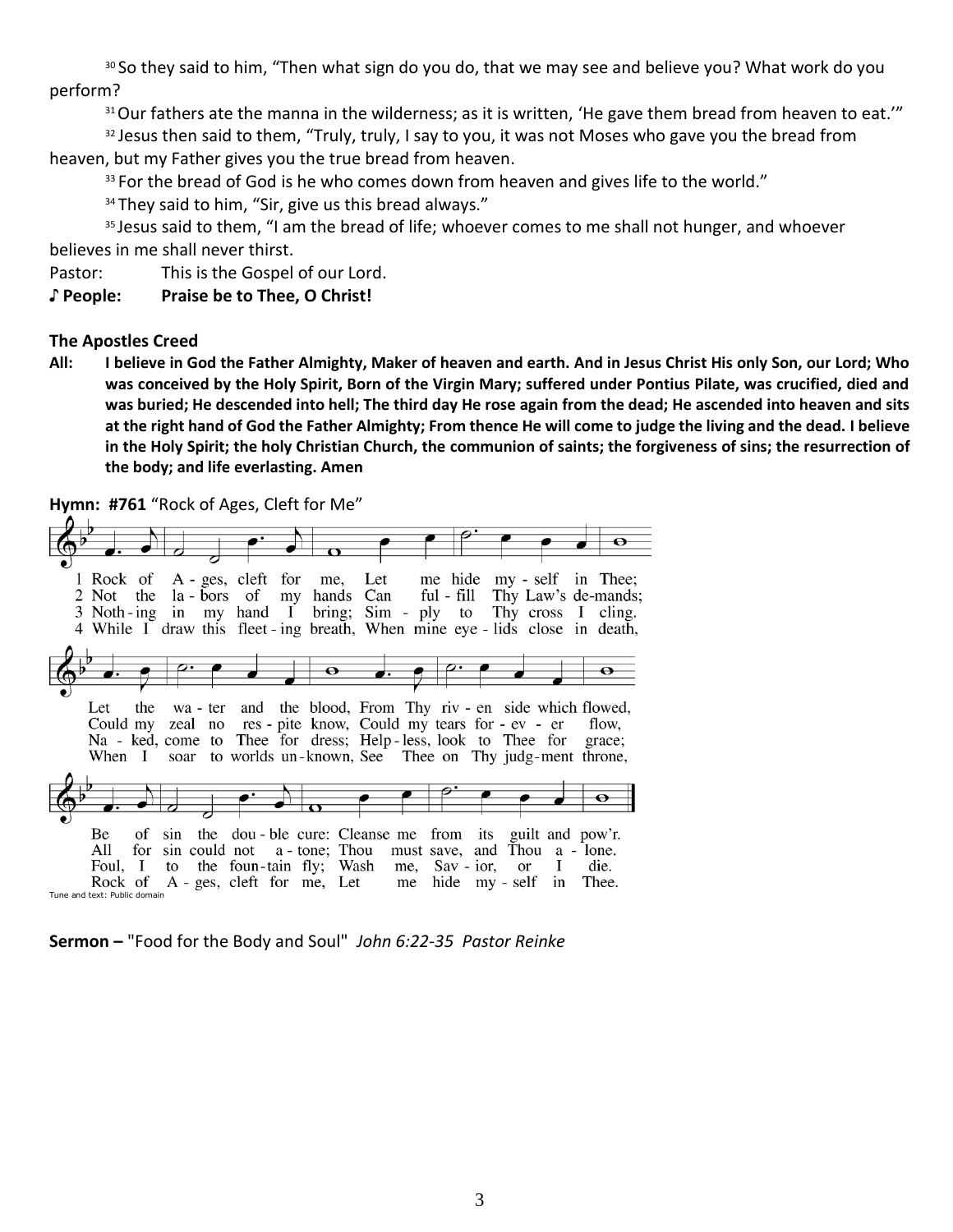[30] So they said to him, "Then what sign do you do, that we may see and believe you? What work do you perform?

[31] Our fathers ate the manna in the wilderness; as it is written, 'He gave them bread from heaven to eat.'"

[32] Jesus then said to them, "Truly, truly, I say to you, it was not Moses who gave you the bread from heaven, but my Father gives you the true bread from heaven.

[33] For the bread of God is he who comes down from heaven and gives life to the world."

[34] They said to him, "Sir, give us this bread always."

[35] Jesus said to them, "I am the bread of life; whoever comes to me shall not hunger, and whoever believes in me shall never thirst.

Pastor: This is the Gospel of our Lord.

**♪ People: Praise be to Thee, O Christ!**

**The Apostles Creed**

**All: I believe in God the Father Almighty, Maker of heaven and earth. And in Jesus Christ His only Son, our Lord; Who was conceived by the Holy Spirit, Born of the Virgin Mary; suffered under Pontius Pilate, was crucified, died and was buried; He descended into hell; The third day He rose again from the dead; He ascended into heaven and sits at the right hand of God the Father Almighty; From thence He will come to judge the living and the dead. I believe in the Holy Spirit; the holy Christian Church, the communion of saints; the forgiveness of sins; the resurrection of the body; and life everlasting. Amen**

**Hymn: #761** "Rock of Ages, Cleft for Me"

1 Rock of Ages, cleft for me, Let me hide myself in Thee;
Let the water and the blood, From Thy riven side which flowed,
Be of sin the double cure: Cleanse me from its guilt and pow'r.

2 Not the labors of my hands Can fulfill Thy Law's demands;
Could my zeal no respite know, Could my tears forever flow,
All for sin could not atone; Thou must save, and Thou alone.

3 Nothing in my hand I bring; Simply to Thy cross I cling.
Naked, come to Thee for dress; Helpless, look to Thee for grace;
Foul, I to the fountain fly; Wash me, Savior, or I die.

4 While I draw this fleeting breath, When mine eyelids close in death,
When I soar to worlds unknown, See Thee on Thy judgment throne,
Rock of Ages, cleft for me, Let me hide myself in Thee.

Tune and text: Public domain

**Sermon –** "Food for the Body and Soul" *John 6:22-35 Pastor Reinke*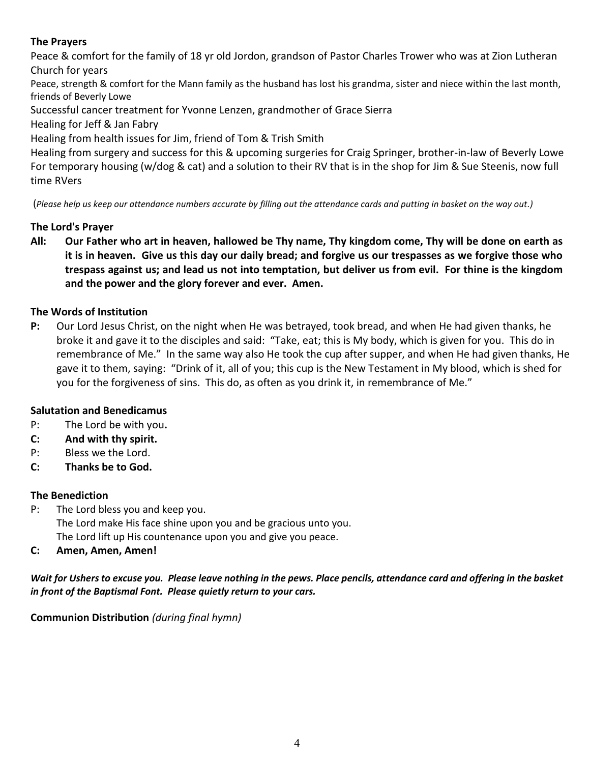**The Prayers**

Peace & comfort for the family of 18 yr old Jordon, grandson of Pastor Charles Trower who was at Zion Lutheran Church for years

Peace, strength & comfort for the Mann family as the husband has lost his grandma, sister and niece within the last month, friends of Beverly Lowe

Successful cancer treatment for Yvonne Lenzen, grandmother of Grace Sierra

Healing for Jeff & Jan Fabry

Healing from health issues for Jim, friend of Tom & Trish Smith

Healing from surgery and success for this & upcoming surgeries for Craig Springer, brother-in-law of Beverly Lowe

For temporary housing (w/dog & cat) and a solution to their RV that is in the shop for Jim & Sue Steenis, now full time RVers

(*Please help us keep our attendance numbers accurate by filling out the attendance cards and putting in basket on the way out.)*

**The Lord's Prayer**

**All: Our Father who art in heaven, hallowed be Thy name, Thy kingdom come, Thy will be done on earth as it is in heaven. Give us this day our daily bread; and forgive us our trespasses as we forgive those who trespass against us; and lead us not into temptation, but deliver us from evil. For thine is the kingdom and the power and the glory forever and ever. Amen.**

**The Words of Institution**

**P:** Our Lord Jesus Christ, on the night when He was betrayed, took bread, and when He had given thanks, he broke it and gave it to the disciples and said: "Take, eat; this is My body, which is given for you. This do in remembrance of Me." In the same way also He took the cup after supper, and when He had given thanks, He gave it to them, saying: "Drink of it, all of you; this cup is the New Testament in My blood, which is shed for you for the forgiveness of sins. This do, as often as you drink it, in remembrance of Me."

**Salutation and Benedicamus**

P: The Lord be with you**.**

**C: And with thy spirit.**

P: Bless we the Lord.

**C: Thanks be to God.**

**The Benediction**

P: The Lord bless you and keep you.
The Lord make His face shine upon you and be gracious unto you.
The Lord lift up His countenance upon you and give you peace.

**C: Amen, Amen, Amen!**

***Wait for Ushers to excuse you. Please leave nothing in the pews. Place pencils, attendance card and offering in the basket in front of the Baptismal Font. Please quietly return to your cars.***

**Communion Distribution** *(during final hymn)*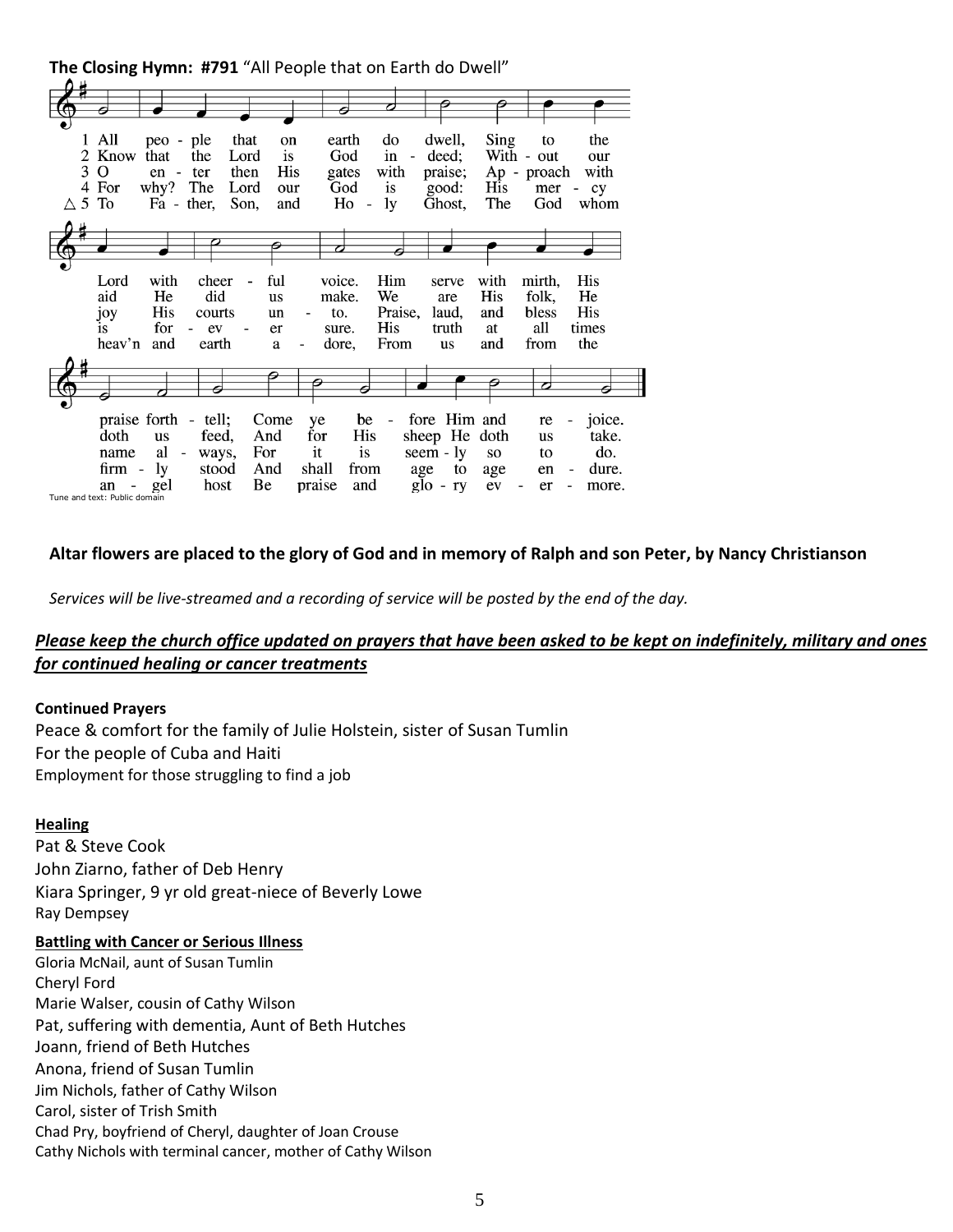**The Closing Hymn: #791** "All People that on Earth do Dwell"

1 All people that on earth do dwell, Sing to the Lord with cheerful voice. Him serve with mirth, His praise forth-tell; Come ye before Him and rejoice.

2 Know that the Lord is God indeed; Without our aid He did us make. We are His folk, He doth us feed, And for His sheep He doth us take.

3 O enter then His gates with praise; Approach with joy His courts unto. Praise, laud, and bless His name always, For it is seemly so to do.

4 For why? The Lord our God is good: His mercy is forever sure. His truth at all times firmly stood And shall from age to age endure.

△ 5 To Father, Son, and Holy Ghost, The God whom heav'n and earth adore, From us and from the angel host Be praise and glory evermore.

Tune and text: Public domain

**Altar flowers are placed to the glory of God and in memory of Ralph and son Peter, by Nancy Christianson**

*Services will be live-streamed and a recording of service will be posted by the end of the day.*

***Please keep the church office updated on prayers that have been asked to be kept on indefinitely, military and ones for continued healing or cancer treatments***

**Continued Prayers**

Peace & comfort for the family of Julie Holstein, sister of Susan Tumlin
For the people of Cuba and Haiti
Employment for those struggling to find a job

**Healing**

Pat & Steve Cook
John Ziarno, father of Deb Henry
Kiara Springer, 9 yr old great-niece of Beverly Lowe
Ray Dempsey

**Battling with Cancer or Serious Illness**

Gloria McNail, aunt of Susan Tumlin
Cheryl Ford
Marie Walser, cousin of Cathy Wilson
Pat, suffering with dementia, Aunt of Beth Hutches
Joann, friend of Beth Hutches
Anona, friend of Susan Tumlin
Jim Nichols, father of Cathy Wilson
Carol, sister of Trish Smith
Chad Pry, boyfriend of Cheryl, daughter of Joan Crouse
Cathy Nichols with terminal cancer, mother of Cathy Wilson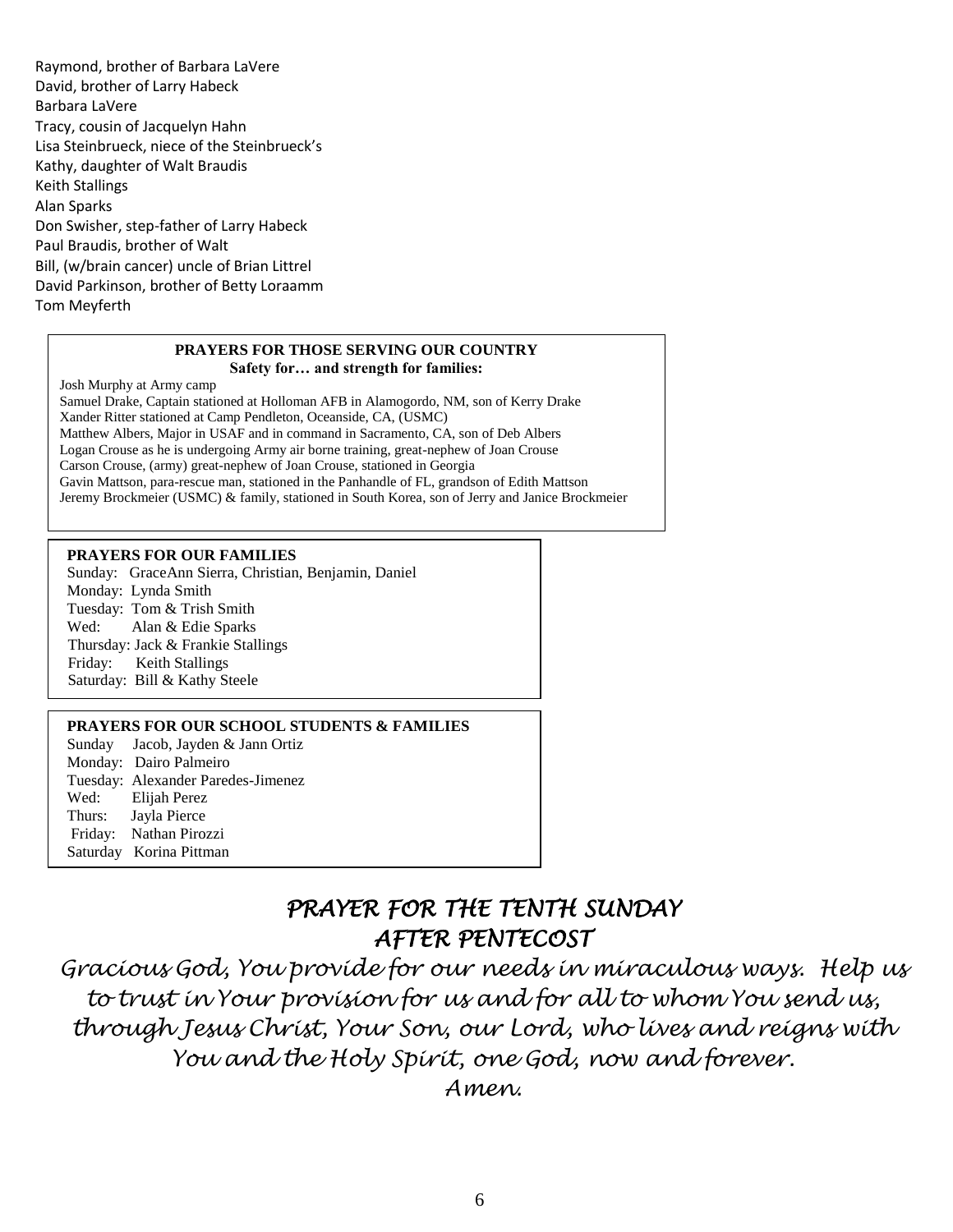Raymond, brother of Barbara LaVere
David, brother of Larry Habeck
Barbara LaVere
Tracy, cousin of Jacquelyn Hahn
Lisa Steinbrueck, niece of the Steinbrueck's
Kathy, daughter of Walt Braudis
Keith Stallings
Alan Sparks
Don Swisher, step-father of Larry Habeck
Paul Braudis, brother of Walt
Bill, (w/brain cancer) uncle of Brian Littrel
David Parkinson, brother of Betty Loraamm
Tom Meyferth

**PRAYERS FOR THOSE SERVING OUR COUNTRY**
**Safety for… and strength for families:**

Josh Murphy at Army camp
Samuel Drake, Captain stationed at Holloman AFB in Alamogordo, NM, son of Kerry Drake
Xander Ritter stationed at Camp Pendleton, Oceanside, CA, (USMC)
Matthew Albers, Major in USAF and in command in Sacramento, CA, son of Deb Albers
Logan Crouse as he is undergoing Army air borne training, great-nephew of Joan Crouse
Carson Crouse, (army) great-nephew of Joan Crouse, stationed in Georgia
Gavin Mattson, para-rescue man, stationed in the Panhandle of FL, grandson of Edith Mattson
Jeremy Brockmeier (USMC) & family, stationed in South Korea, son of Jerry and Janice Brockmeier

**PRAYERS FOR OUR FAMILIES**

Sunday: GraceAnn Sierra, Christian, Benjamin, Daniel
Monday: Lynda Smith
Tuesday: Tom & Trish Smith
Wed: Alan & Edie Sparks
Thursday: Jack & Frankie Stallings
Friday: Keith Stallings
Saturday: Bill & Kathy Steele

**PRAYERS FOR OUR SCHOOL STUDENTS & FAMILIES**

Sunday Jacob, Jayden & Jann Ortiz
Monday: Dairo Palmeiro
Tuesday: Alexander Paredes-Jimenez
Wed: Elijah Perez
Thurs: Jayla Pierce
Friday: Nathan Pirozzi
Saturday Korina Pittman

## *PRAYER FOR THE TENTH SUNDAY AFTER PENTECOST*

*Gracious God, You provide for our needs in miraculous ways. Help us to trust in Your provision for us and for all to whom You send us, through Jesus Christ, Your Son, our Lord, who lives and reigns with You and the Holy Spirit, one God, now and forever. Amen.*